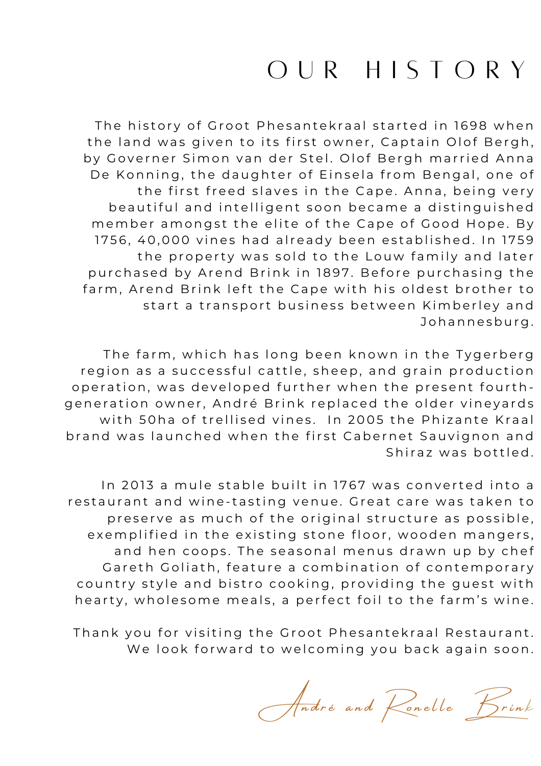# OUR HISTORY

The history of Groot Phesantekraal started in 1698 when the land was given to its first owner, Captain Olof Bergh, by Governer Simon van der Stel. Olof Bergh married Anna De Konning, the daughter of Einsela from Bengal, one of the first freed slaves in the Cape. Anna, being very beautiful and intelligent soon became a distinguished member amongst the elite of the Cape of Good Hope. By 1756, 40,000 vines had already been established. In 1759 the property was sold to the Louw family and later purchased by Arend Brink in 1897. Before purchasing the farm, Arend Brink left the Cape with his oldest brother to start a transport business between Kimberley and Johannesburg.

The farm, which has long been known in the Tygerberg region as a successful cattle, sheep, and grain production operation, was developed further when the present fourth-generation owner, André Brink replaced the older vineyards with 50ha of trellised vines. In 2005 the Phizante Kraal brand was launched when the first Cabernet Sauvignon and Shiraz was bottled.

In 2013 a mule stable built in 1767 was converted into a restaurant and wine-tasting venue. Great care was taken to preserve as much of the original structure as possible, exemplified in the existing stone floor, wooden mangers, and hen coops. The seasonal menus drawn up by chef Gareth Goliath, feature a combination of contemporary country style and bistro cooking, providing the guest with hearty, wholesome meals, a perfect foil to the farm's wine.

Thank you for visiting the Groot Phesantekraal Restaurant. We look forward to welcoming you back again soon.

*André and Ronelle Brink*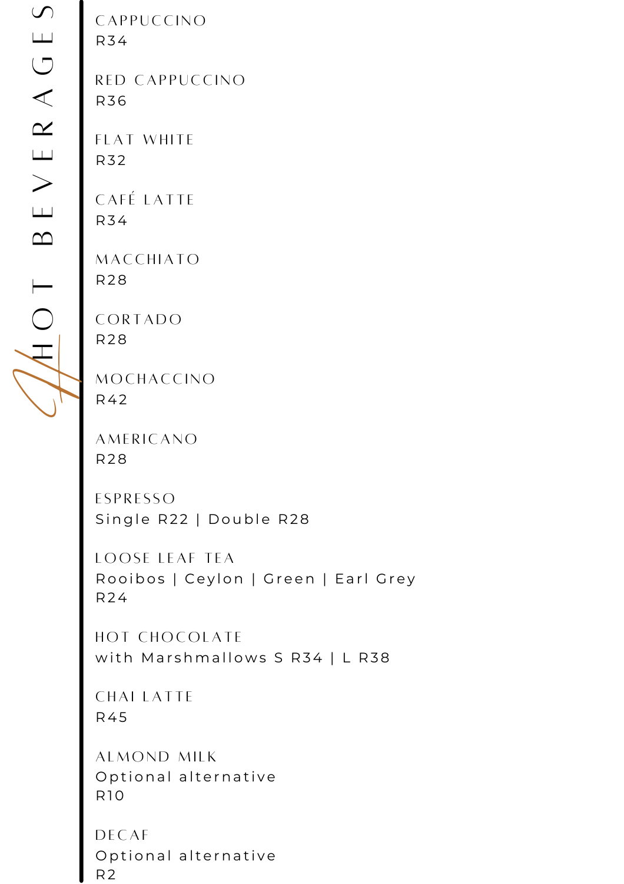# HOT BEVERAGES

**CAPPUCCINO**
R34

**RED CAPPUCCINO**
R36

**FLAT WHITE**
R32

**CAFÉ LATTE**
R34

**MACCHIATO**
R28

**CORTADO**
R28

**MOCHACCINO**
R42

**AMERICANO**
R28

**ESPRESSO**
Single R22 | Double R28

**LOOSE LEAF TEA**
Rooibos | Ceylon | Green | Earl Grey
R24

**HOT CHOCOLATE**
with Marshmallows S R34 | L R38

**CHAI LATTE**
R45

**ALMOND MILK**
Optional alternative
R10

**DECAF**
Optional alternative
R2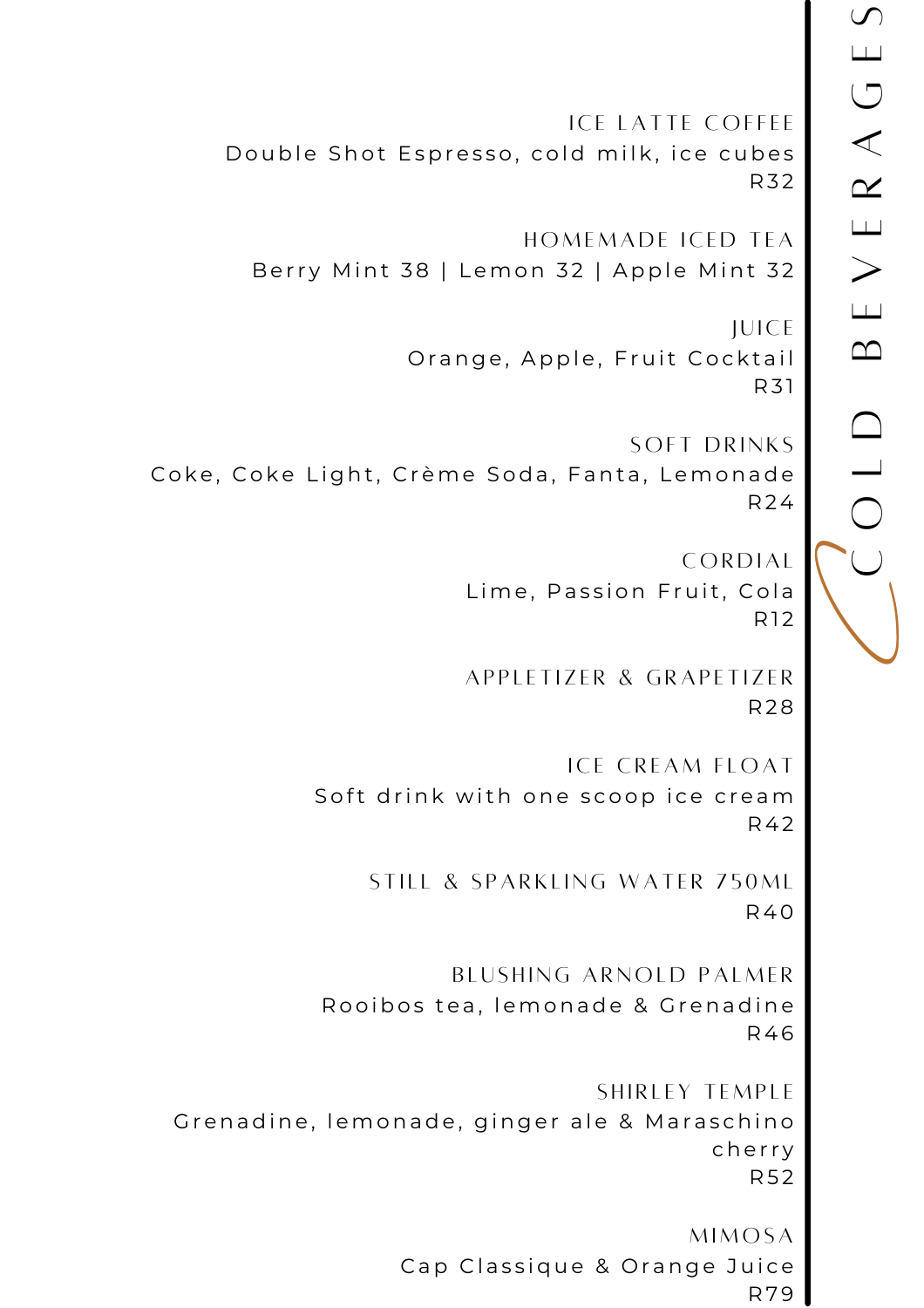# COLD BEVERAGES

### ICE LATTE COFFEE
Double Shot Espresso, cold milk, ice cubes
R32

### HOMEMADE ICED TEA
Berry Mint 38 | Lemon 32 | Apple Mint 32

### JUICE
Orange, Apple, Fruit Cocktail
R31

### SOFT DRINKS
Coke, Coke Light, Crème Soda, Fanta, Lemonade
R24

### CORDIAL
Lime, Passion Fruit, Cola
R12

### APPLETIZER & GRAPETIZER
R28

### ICE CREAM FLOAT
Soft drink with one scoop ice cream
R42

### STILL & SPARKLING WATER 750ML
R40

### BLUSHING ARNOLD PALMER
Rooibos tea, lemonade & Grenadine
R46

### SHIRLEY TEMPLE
Grenadine, lemonade, ginger ale & Maraschino cherry
R52

### MIMOSA
Cap Classique & Orange Juice
R79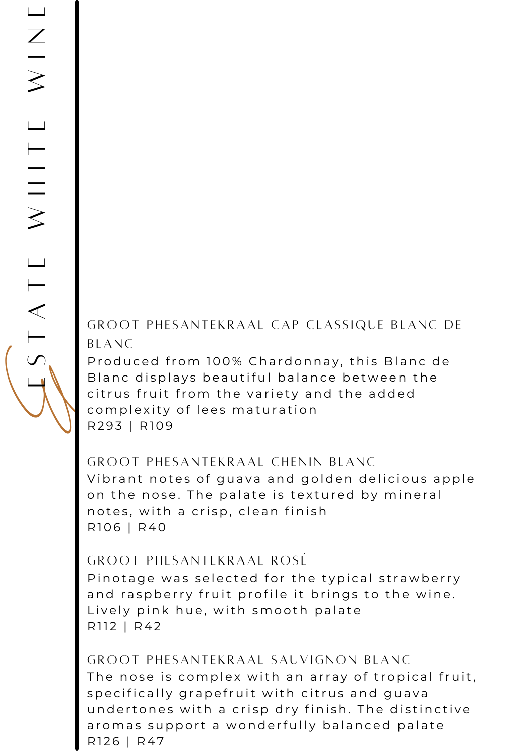# ESTATE WHITE WINE

## GROOT PHESANTEKRAAL CAP CLASSIQUE BLANC DE BLANC

Produced from 100% Chardonnay, this Blanc de Blanc displays beautiful balance between the citrus fruit from the variety and the added complexity of lees maturation

R293 | R109

## GROOT PHESANTEKRAAL CHENIN BLANC

Vibrant notes of guava and golden delicious apple on the nose. The palate is textured by mineral notes, with a crisp, clean finish

R106 | R40

## GROOT PHESANTEKRAAL ROSÉ

Pinotage was selected for the typical strawberry and raspberry fruit profile it brings to the wine. Lively pink hue, with smooth palate

R112 | R42

## GROOT PHESANTEKRAAL SAUVIGNON BLANC

The nose is complex with an array of tropical fruit, specifically grapefruit with citrus and guava undertones with a crisp dry finish. The distinctive aromas support a wonderfully balanced palate

R126 | R47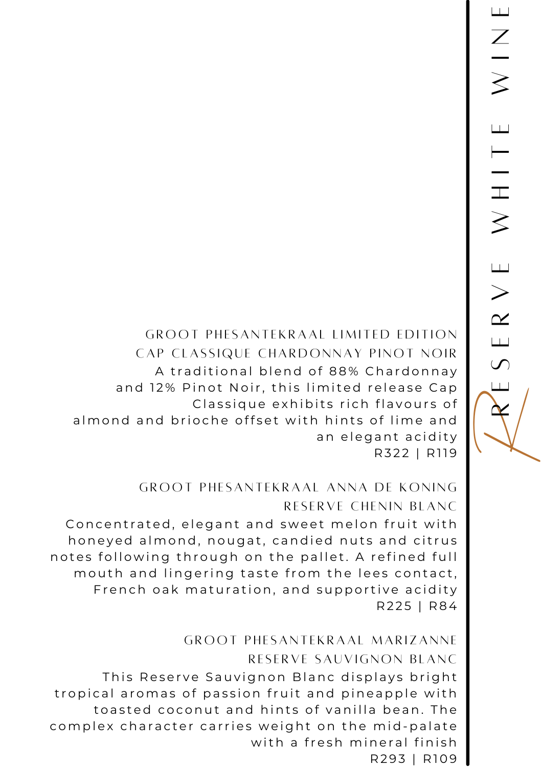# RESERVE WHITE WINE

### GROOT PHESANTEKRAAL LIMITED EDITION CAP CLASSIQUE CHARDONNAY PINOT NOIR

A traditional blend of 88% Chardonnay and 12% Pinot Noir, this limited release Cap Classique exhibits rich flavours of almond and brioche offset with hints of lime and an elegant acidity

R322 | R119

### GROOT PHESANTEKRAAL ANNA DE KONING RESERVE CHENIN BLANC

Concentrated, elegant and sweet melon fruit with honeyed almond, nougat, candied nuts and citrus notes following through on the pallet. A refined full mouth and lingering taste from the lees contact, French oak maturation, and supportive acidity

R225 | R84

### GROOT PHESANTEKRAAL MARIZANNE RESERVE SAUVIGNON BLANC

This Reserve Sauvignon Blanc displays bright tropical aromas of passion fruit and pineapple with toasted coconut and hints of vanilla bean. The complex character carries weight on the mid-palate with a fresh mineral finish

R293 | R109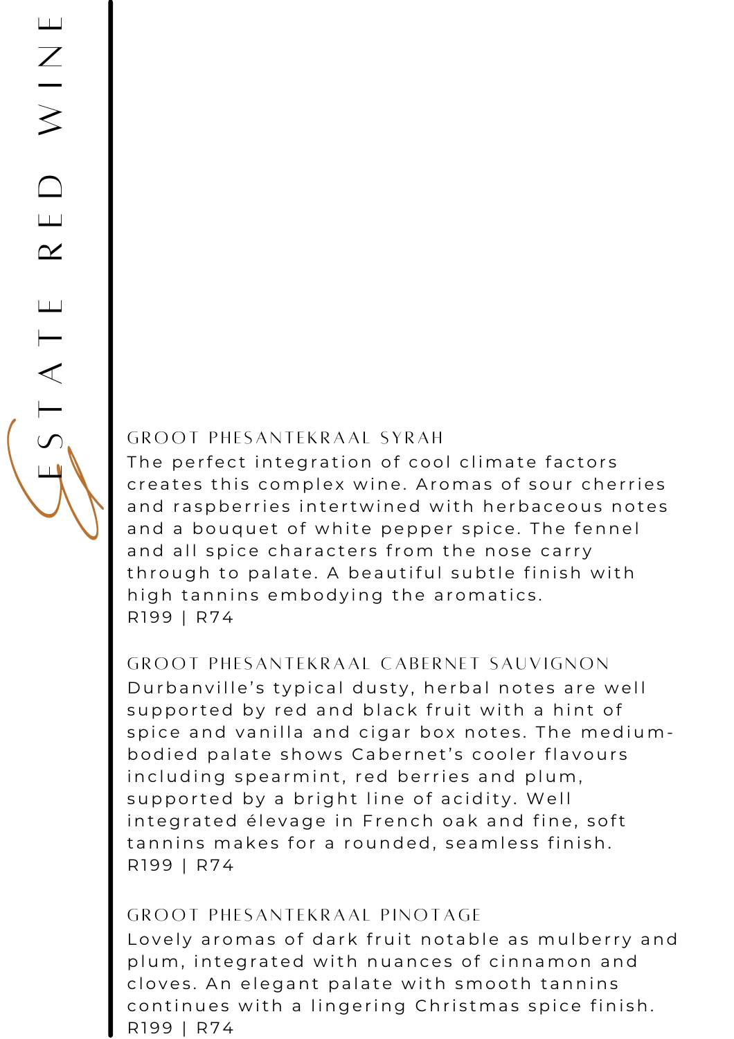# ESTATE RED WINE

### GROOT PHESANTEKRAAL SYRAH

The perfect integration of cool climate factors creates this complex wine. Aromas of sour cherries and raspberries intertwined with herbaceous notes and a bouquet of white pepper spice. The fennel and all spice characters from the nose carry through to palate. A beautiful subtle finish with high tannins embodying the aromatics.

R199 | R74

### GROOT PHESANTEKRAAL CABERNET SAUVIGNON

Durbanville's typical dusty, herbal notes are well supported by red and black fruit with a hint of spice and vanilla and cigar box notes. The medium-bodied palate shows Cabernet's cooler flavours including spearmint, red berries and plum, supported by a bright line of acidity. Well integrated élevage in French oak and fine, soft tannins makes for a rounded, seamless finish.

R199 | R74

### GROOT PHESANTEKRAAL PINOTAGE

Lovely aromas of dark fruit notable as mulberry and plum, integrated with nuances of cinnamon and cloves. An elegant palate with smooth tannins continues with a lingering Christmas spice finish.

R199 | R74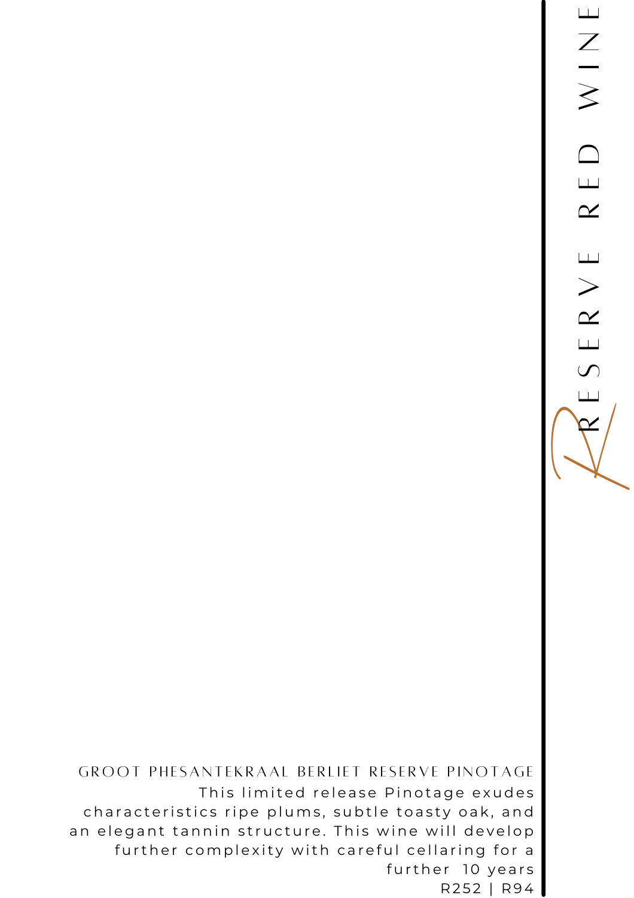# RESERVE RED WINE

## GROOT PHESANTEKRAAL BERLIET RESERVE PINOTAGE

This limited release Pinotage exudes characteristics ripe plums, subtle toasty oak, and an elegant tannin structure. This wine will develop further complexity with careful cellaring for a further 10 years

R252 | R94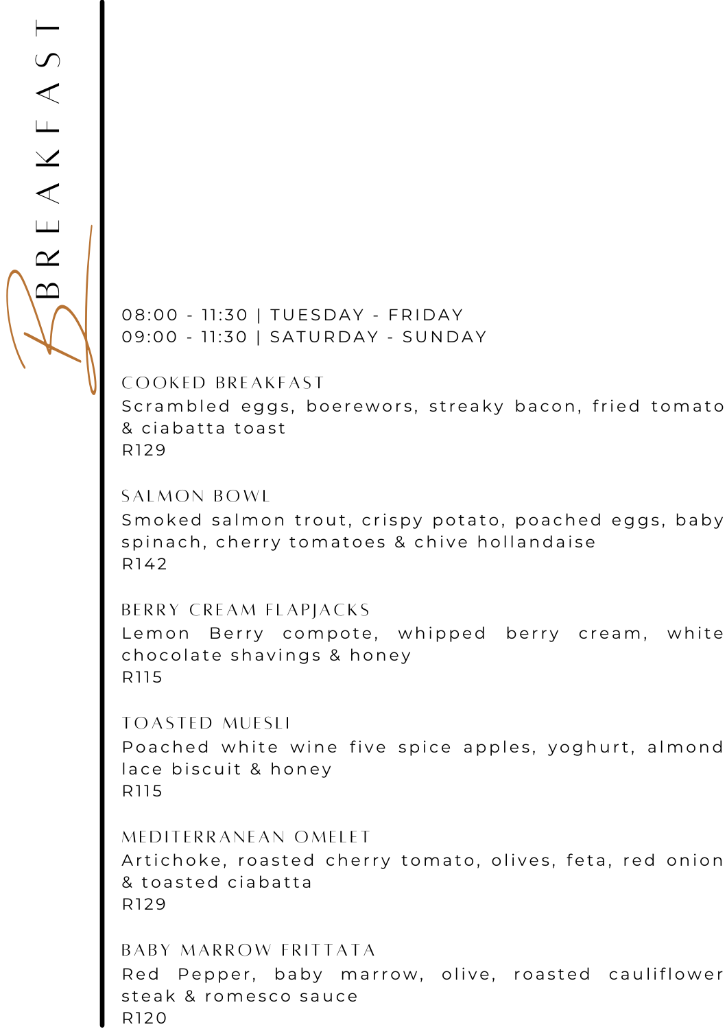# BREAKFAST

08:00 - 11:30 | TUESDAY - FRIDAY
09:00 - 11:30 | SATURDAY - SUNDAY

## COOKED BREAKFAST

Scrambled eggs, boerewors, streaky bacon, fried tomato & ciabatta toast

R129

## SALMON BOWL

Smoked salmon trout, crispy potato, poached eggs, baby spinach, cherry tomatoes & chive hollandaise

R142

## BERRY CREAM FLAPJACKS

Lemon Berry compote, whipped berry cream, white chocolate shavings & honey

R115

## TOASTED MUESLI

Poached white wine five spice apples, yoghurt, almond lace biscuit & honey

R115

## MEDITERRANEAN OMELET

Artichoke, roasted cherry tomato, olives, feta, red onion & toasted ciabatta

R129

## BABY MARROW FRITTATA

Red Pepper, baby marrow, olive, roasted cauliflower steak & romesco sauce

R120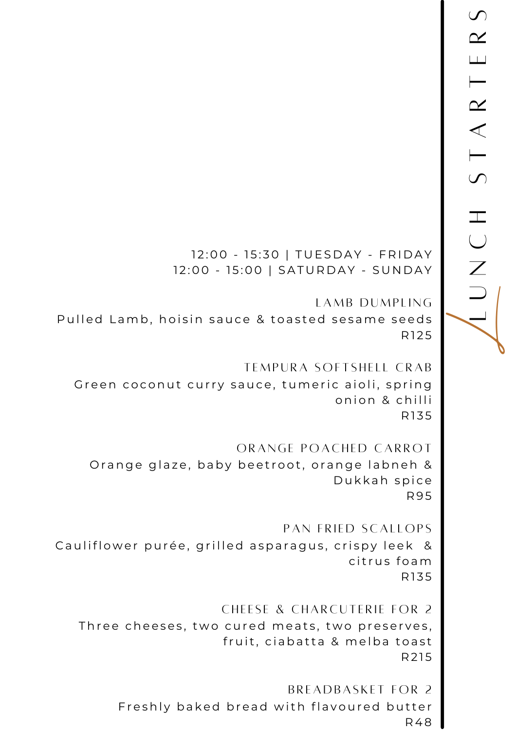# LUNCH STARTERS

12:00 - 15:30 | TUESDAY - FRIDAY
12:00 - 15:00 | SATURDAY - SUNDAY

## LAMB DUMPLING

Pulled Lamb, hoisin sauce & toasted sesame seeds
R125

## TEMPURA SOFTSHELL CRAB

Green coconut curry sauce, tumeric aioli, spring onion & chilli
R135

## ORANGE POACHED CARROT

Orange glaze, baby beetroot, orange labneh & Dukkah spice
R95

## PAN FRIED SCALLOPS

Cauliflower purée, grilled asparagus, crispy leek & citrus foam
R135

## CHEESE & CHARCUTERIE FOR 2

Three cheeses, two cured meats, two preserves, fruit, ciabatta & melba toast
R215

## BREADBASKET FOR 2

Freshly baked bread with flavoured butter
R48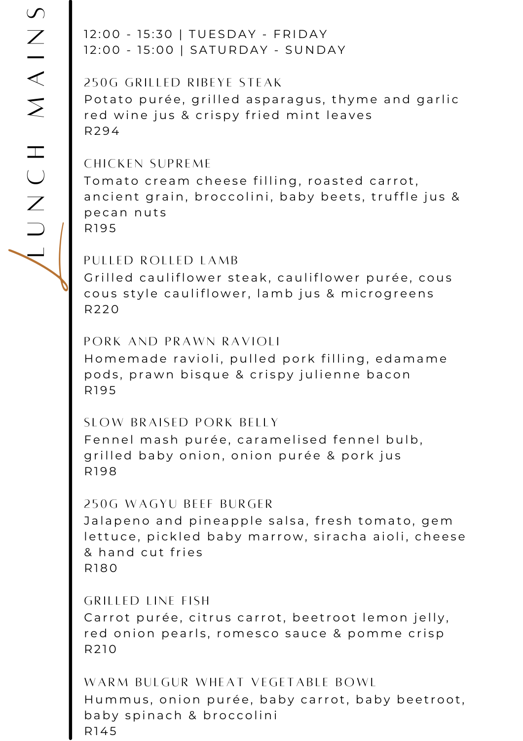# LUNCH MAINS

12:00 - 15:30 | TUESDAY - FRIDAY
12:00 - 15:00 | SATURDAY - SUNDAY

### 250G GRILLED RIBEYE STEAK

Potato purée, grilled asparagus, thyme and garlic red wine jus & crispy fried mint leaves
R294

### CHICKEN SUPREME

Tomato cream cheese filling, roasted carrot, ancient grain, broccolini, baby beets, truffle jus & pecan nuts
R195

### PULLED ROLLED LAMB

Grilled cauliflower steak, cauliflower purée, cous cous style cauliflower, lamb jus & microgreens
R220

### PORK AND PRAWN RAVIOLI

Homemade ravioli, pulled pork filling, edamame pods, prawn bisque & crispy julienne bacon
R195

### SLOW BRAISED PORK BELLY

Fennel mash purée, caramelised fennel bulb, grilled baby onion, onion purée & pork jus
R198

### 250G WAGYU BEEF BURGER

Jalapeno and pineapple salsa, fresh tomato, gem lettuce, pickled baby marrow, siracha aioli, cheese & hand cut fries
R180

### GRILLED LINE FISH

Carrot purée, citrus carrot, beetroot lemon jelly, red onion pearls, romesco sauce & pomme crisp
R210

### WARM BULGUR WHEAT VEGETABLE BOWL

Hummus, onion purée, baby carrot, baby beetroot, baby spinach & broccolini
R145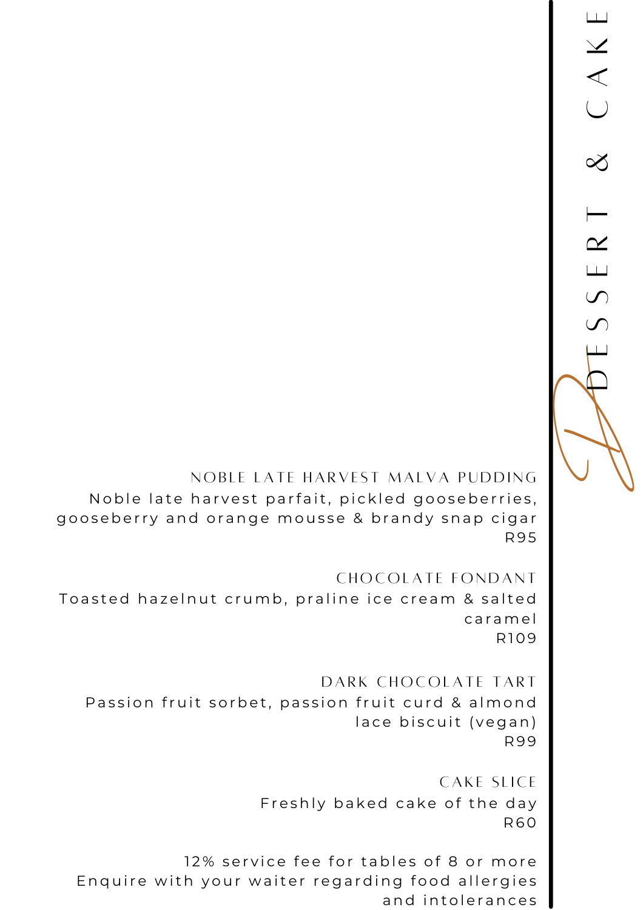# DESSERT & CAKE

### NOBLE LATE HARVEST MALVA PUDDING

Noble late harvest parfait, pickled gooseberries, gooseberry and orange mousse & brandy snap cigar

R95

### CHOCOLATE FONDANT

Toasted hazelnut crumb, praline ice cream & salted caramel

R109

### DARK CHOCOLATE TART

Passion fruit sorbet, passion fruit curd & almond lace biscuit (vegan)

R99

### CAKE SLICE

Freshly baked cake of the day

R60

12% service fee for tables of 8 or more

Enquire with your waiter regarding food allergies and intolerances